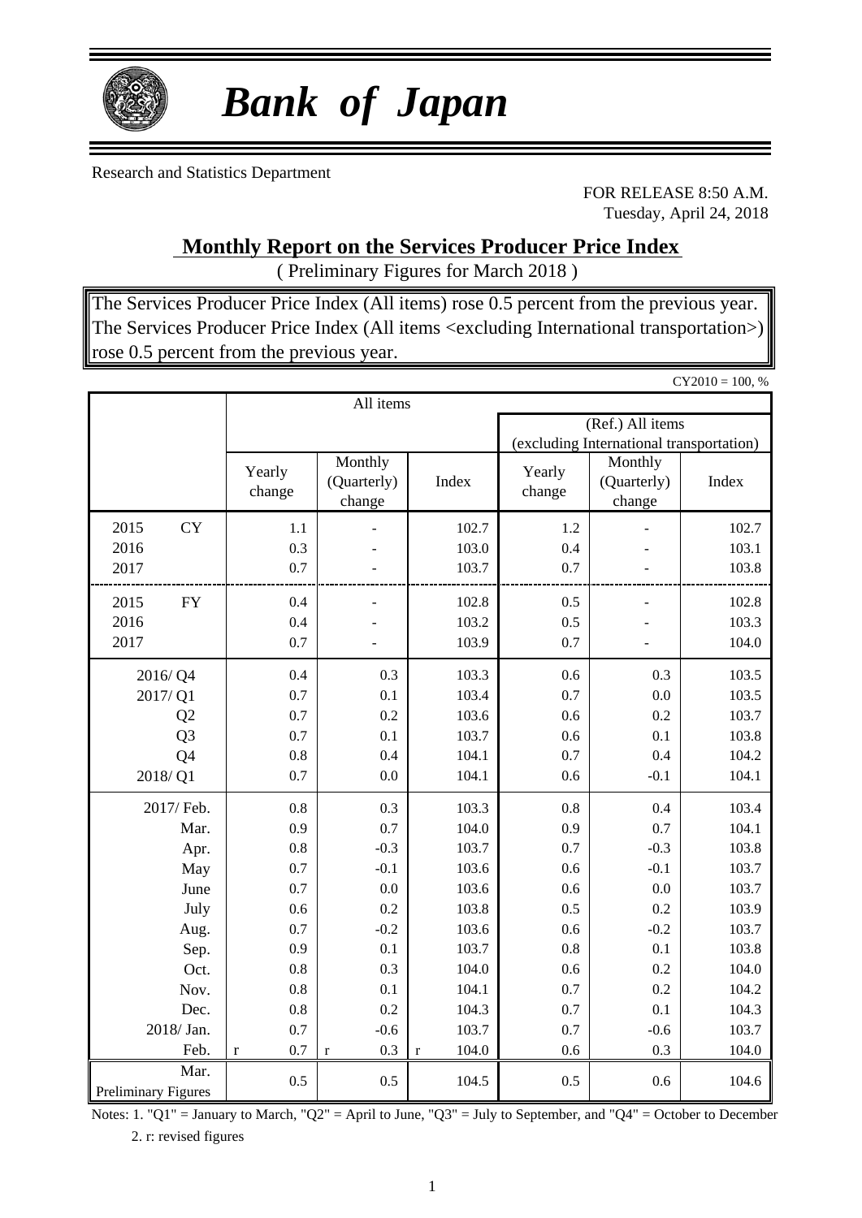# *Bank of Japan*

Research and Statistics Department

FOR RELEASE 8:50 A.M.
Tuesday, April 24, 2018

## Monthly Report on the Services Producer Price Index

( Preliminary Figures for March 2018 )

The Services Producer Price Index (All items) rose 0.5 percent from the previous year.
The Services Producer Price Index (All items <excluding International transportation>) rose 0.5 percent from the previous year.

CY2010 = 100, %

| | All items | | | (Ref.) All items (excluding International transportation) | | |
|---|---|---|---|---|---|---|
| | Yearly change | Monthly (Quarterly) change | Index | Yearly change | Monthly (Quarterly) change | Index |
| 2015 CY | 1.1 | - | 102.7 | 1.2 | - | 102.7 |
| 2016 | 0.3 | - | 103.0 | 0.4 | - | 103.1 |
| 2017 | 0.7 | - | 103.7 | 0.7 | - | 103.8 |
| 2015 FY | 0.4 | - | 102.8 | 0.5 | - | 102.8 |
| 2016 | 0.4 | - | 103.2 | 0.5 | - | 103.3 |
| 2017 | 0.7 | - | 103.9 | 0.7 | - | 104.0 |
| 2016/ Q4 | 0.4 | 0.3 | 103.3 | 0.6 | 0.3 | 103.5 |
| 2017/ Q1 | 0.7 | 0.1 | 103.4 | 0.7 | 0.0 | 103.5 |
| Q2 | 0.7 | 0.2 | 103.6 | 0.6 | 0.2 | 103.7 |
| Q3 | 0.7 | 0.1 | 103.7 | 0.6 | 0.1 | 103.8 |
| Q4 | 0.8 | 0.4 | 104.1 | 0.7 | 0.4 | 104.2 |
| 2018/ Q1 | 0.7 | 0.0 | 104.1 | 0.6 | -0.1 | 104.1 |
| 2017/ Feb. | 0.8 | 0.3 | 103.3 | 0.8 | 0.4 | 103.4 |
| Mar. | 0.9 | 0.7 | 104.0 | 0.9 | 0.7 | 104.1 |
| Apr. | 0.8 | -0.3 | 103.7 | 0.7 | -0.3 | 103.8 |
| May | 0.7 | -0.1 | 103.6 | 0.6 | -0.1 | 103.7 |
| June | 0.7 | 0.0 | 103.6 | 0.6 | 0.0 | 103.7 |
| July | 0.6 | 0.2 | 103.8 | 0.5 | 0.2 | 103.9 |
| Aug. | 0.7 | -0.2 | 103.6 | 0.6 | -0.2 | 103.7 |
| Sep. | 0.9 | 0.1 | 103.7 | 0.8 | 0.1 | 103.8 |
| Oct. | 0.8 | 0.3 | 104.0 | 0.6 | 0.2 | 104.0 |
| Nov. | 0.8 | 0.1 | 104.1 | 0.7 | 0.2 | 104.2 |
| Dec. | 0.8 | 0.2 | 104.3 | 0.7 | 0.1 | 104.3 |
| 2018/ Jan. | 0.7 | -0.6 | 103.7 | 0.7 | -0.6 | 103.7 |
| Feb. | r 0.7 | r 0.3 | r 104.0 | 0.6 | 0.3 | 104.0 |
| Mar. Preliminary Figures | 0.5 | 0.5 | 104.5 | 0.5 | 0.6 | 104.6 |

Notes: 1. "Q1" = January to March, "Q2" = April to June, "Q3" = July to September, and "Q4" = October to December
2. r: revised figures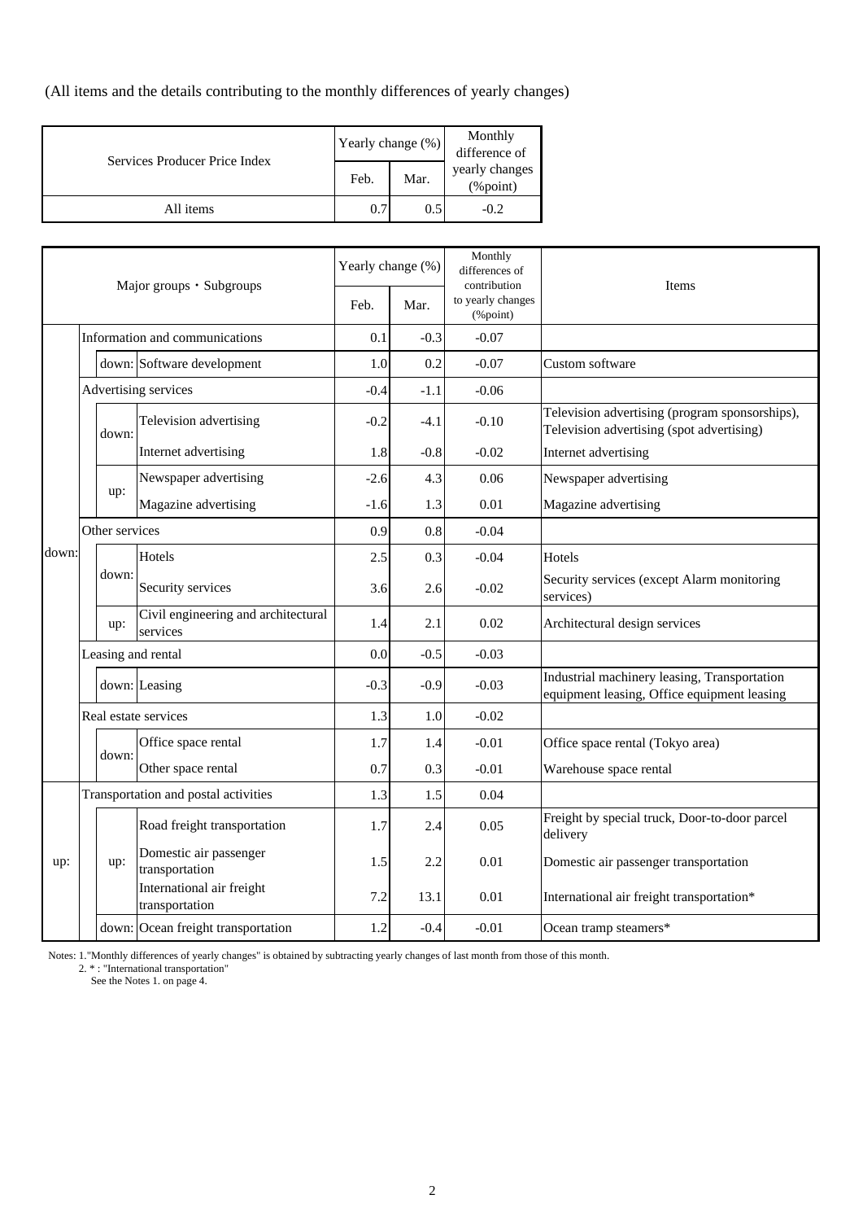(All items and the details contributing to the monthly differences of yearly changes)

| Services Producer Price Index | Yearly change (%) | | Monthly difference of yearly changes (%point) |
|---|---|---|---|
| | Feb. | Mar. | |
| All items | 0.7 | 0.5 | -0.2 |

| Major groups・Subgroups | | | Yearly change (%) | | Monthly differences of contribution to yearly changes (%point) | Items |
|---|---|---|---|---|---|---|
| | | | Feb. | Mar. | | |
| down: | Information and communications | | 0.1 | -0.3 | -0.07 | |
| | down: | Software development | 1.0 | 0.2 | -0.07 | Custom software |
| | Advertising services | | -0.4 | -1.1 | -0.06 | |
| | down: | Television advertising | -0.2 | -4.1 | -0.10 | Television advertising (program sponsorships), Television advertising (spot advertising) |
| | | Internet advertising | 1.8 | -0.8 | -0.02 | Internet advertising |
| | up: | Newspaper advertising | -2.6 | 4.3 | 0.06 | Newspaper advertising |
| | | Magazine advertising | -1.6 | 1.3 | 0.01 | Magazine advertising |
| | Other services | | 0.9 | 0.8 | -0.04 | |
| | down: | Hotels | 2.5 | 0.3 | -0.04 | Hotels |
| | | Security services | 3.6 | 2.6 | -0.02 | Security services (except Alarm monitoring services) |
| | up: | Civil engineering and architectural services | 1.4 | 2.1 | 0.02 | Architectural design services |
| | Leasing and rental | | 0.0 | -0.5 | -0.03 | |
| | down: | Leasing | -0.3 | -0.9 | -0.03 | Industrial machinery leasing, Transportation equipment leasing, Office equipment leasing |
| | Real estate services | | 1.3 | 1.0 | -0.02 | |
| | down: | Office space rental | 1.7 | 1.4 | -0.01 | Office space rental (Tokyo area) |
| | | Other space rental | 0.7 | 0.3 | -0.01 | Warehouse space rental |
| up: | Transportation and postal activities | | 1.3 | 1.5 | 0.04 | |
| | up: | Road freight transportation | 1.7 | 2.4 | 0.05 | Freight by special truck, Door-to-door parcel delivery |
| | | Domestic air passenger transportation | 1.5 | 2.2 | 0.01 | Domestic air passenger transportation |
| | | International air freight transportation | 7.2 | 13.1 | 0.01 | International air freight transportation* |
| | down: | Ocean freight transportation | 1.2 | -0.4 | -0.01 | Ocean tramp steamers* |

Notes: 1."Monthly differences of yearly changes" is obtained by subtracting yearly changes of last month from those of this month.
2. * : "International transportation"
See the Notes 1. on page 4.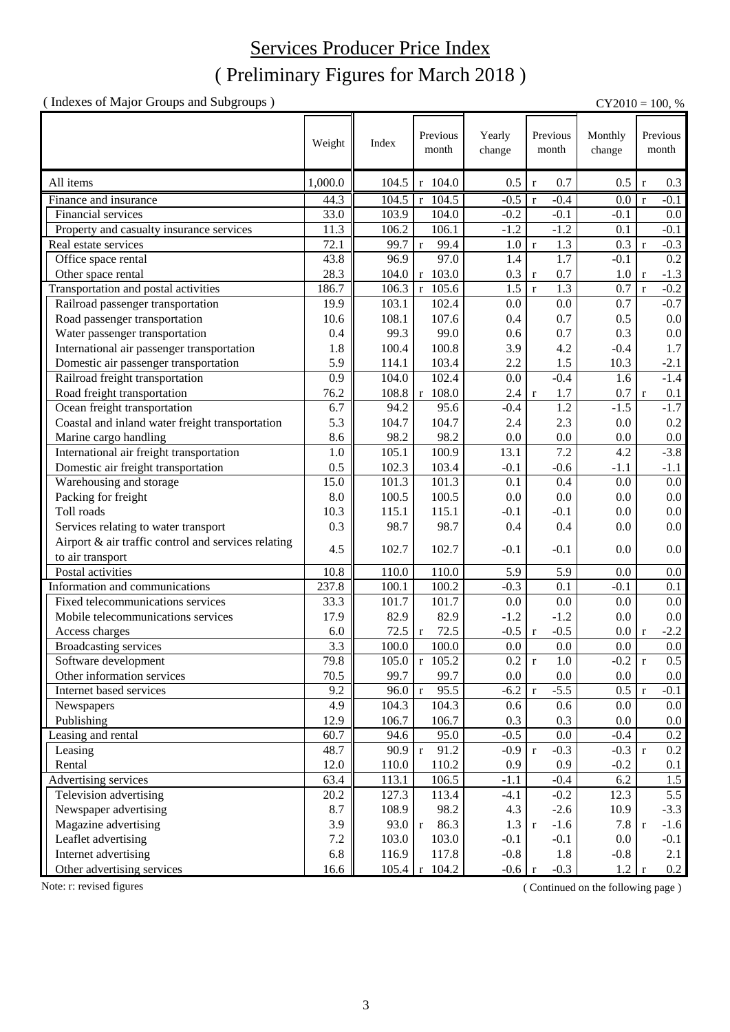# Services Producer Price Index

## ( Preliminary Figures for March 2018 )

( Indexes of Major Groups and Subgroups )

CY2010 = 100, %

| | Weight | Index | Previous month | Yearly change | Previous month | Monthly change | Previous month |
|---|---|---|---|---|---|---|---|
| All items | 1,000.0 | 104.5 | r 104.0 | 0.5 | r 0.7 | 0.5 | r 0.3 |
| Finance and insurance | 44.3 | 104.5 | r 104.5 | -0.5 | r -0.4 | 0.0 | r -0.1 |
| Financial services | 33.0 | 103.9 | 104.0 | -0.2 | -0.1 | -0.1 | 0.0 |
| Property and casualty insurance services | 11.3 | 106.2 | 106.1 | -1.2 | -1.2 | 0.1 | -0.1 |
| Real estate services | 72.1 | 99.7 | r 99.4 | 1.0 | r 1.3 | 0.3 | r -0.3 |
| Office space rental | 43.8 | 96.9 | 97.0 | 1.4 | 1.7 | -0.1 | 0.2 |
| Other space rental | 28.3 | 104.0 | r 103.0 | 0.3 | r 0.7 | 1.0 | r -1.3 |
| Transportation and postal activities | 186.7 | 106.3 | r 105.6 | 1.5 | r 1.3 | 0.7 | r -0.2 |
| Railroad passenger transportation | 19.9 | 103.1 | 102.4 | 0.0 | 0.0 | 0.7 | -0.7 |
| Road passenger transportation | 10.6 | 108.1 | 107.6 | 0.4 | 0.7 | 0.5 | 0.0 |
| Water passenger transportation | 0.4 | 99.3 | 99.0 | 0.6 | 0.7 | 0.3 | 0.0 |
| International air passenger transportation | 1.8 | 100.4 | 100.8 | 3.9 | 4.2 | -0.4 | 1.7 |
| Domestic air passenger transportation | 5.9 | 114.1 | 103.4 | 2.2 | 1.5 | 10.3 | -2.1 |
| Railroad freight transportation | 0.9 | 104.0 | 102.4 | 0.0 | -0.4 | 1.6 | -1.4 |
| Road freight transportation | 76.2 | 108.8 | r 108.0 | 2.4 | r 1.7 | 0.7 | r 0.1 |
| Ocean freight transportation | 6.7 | 94.2 | 95.6 | -0.4 | 1.2 | -1.5 | -1.7 |
| Coastal and inland water freight transportation | 5.3 | 104.7 | 104.7 | 2.4 | 2.3 | 0.0 | 0.2 |
| Marine cargo handling | 8.6 | 98.2 | 98.2 | 0.0 | 0.0 | 0.0 | 0.0 |
| International air freight transportation | 1.0 | 105.1 | 100.9 | 13.1 | 7.2 | 4.2 | -3.8 |
| Domestic air freight transportation | 0.5 | 102.3 | 103.4 | -0.1 | -0.6 | -1.1 | -1.1 |
| Warehousing and storage | 15.0 | 101.3 | 101.3 | 0.1 | 0.4 | 0.0 | 0.0 |
| Packing for freight | 8.0 | 100.5 | 100.5 | 0.0 | 0.0 | 0.0 | 0.0 |
| Toll roads | 10.3 | 115.1 | 115.1 | -0.1 | -0.1 | 0.0 | 0.0 |
| Services relating to water transport | 0.3 | 98.7 | 98.7 | 0.4 | 0.4 | 0.0 | 0.0 |
| Airport & air traffic control and services relating to air transport | 4.5 | 102.7 | 102.7 | -0.1 | -0.1 | 0.0 | 0.0 |
| Postal activities | 10.8 | 110.0 | 110.0 | 5.9 | 5.9 | 0.0 | 0.0 |
| Information and communications | 237.8 | 100.1 | 100.2 | -0.3 | 0.1 | -0.1 | 0.1 |
| Fixed telecommunications services | 33.3 | 101.7 | 101.7 | 0.0 | 0.0 | 0.0 | 0.0 |
| Mobile telecommunications services | 17.9 | 82.9 | 82.9 | -1.2 | -1.2 | 0.0 | 0.0 |
| Access charges | 6.0 | 72.5 | r 72.5 | -0.5 | r -0.5 | 0.0 | r -2.2 |
| Broadcasting services | 3.3 | 100.0 | 100.0 | 0.0 | 0.0 | 0.0 | 0.0 |
| Software development | 79.8 | 105.0 | r 105.2 | 0.2 | r 1.0 | -0.2 | r 0.5 |
| Other information services | 70.5 | 99.7 | 99.7 | 0.0 | 0.0 | 0.0 | 0.0 |
| Internet based services | 9.2 | 96.0 | r 95.5 | -6.2 | r -5.5 | 0.5 | r -0.1 |
| Newspapers | 4.9 | 104.3 | 104.3 | 0.6 | 0.6 | 0.0 | 0.0 |
| Publishing | 12.9 | 106.7 | 106.7 | 0.3 | 0.3 | 0.0 | 0.0 |
| Leasing and rental | 60.7 | 94.6 | 95.0 | -0.5 | 0.0 | -0.4 | 0.2 |
| Leasing | 48.7 | 90.9 | r 91.2 | -0.9 | r -0.3 | -0.3 | r 0.2 |
| Rental | 12.0 | 110.0 | 110.2 | 0.9 | 0.9 | -0.2 | 0.1 |
| Advertising services | 63.4 | 113.1 | 106.5 | -1.1 | -0.4 | 6.2 | 1.5 |
| Television advertising | 20.2 | 127.3 | 113.4 | -4.1 | -0.2 | 12.3 | 5.5 |
| Newspaper advertising | 8.7 | 108.9 | 98.2 | 4.3 | -2.6 | 10.9 | -3.3 |
| Magazine advertising | 3.9 | 93.0 | r 86.3 | 1.3 | r -1.6 | 7.8 | r -1.6 |
| Leaflet advertising | 7.2 | 103.0 | 103.0 | -0.1 | -0.1 | 0.0 | -0.1 |
| Internet advertising | 6.8 | 116.9 | 117.8 | -0.8 | 1.8 | -0.8 | 2.1 |
| Other advertising services | 16.6 | 105.4 | r 104.2 | -0.6 | r -0.3 | 1.2 | r 0.2 |

Note: r: revised figures

( Continued on the following page )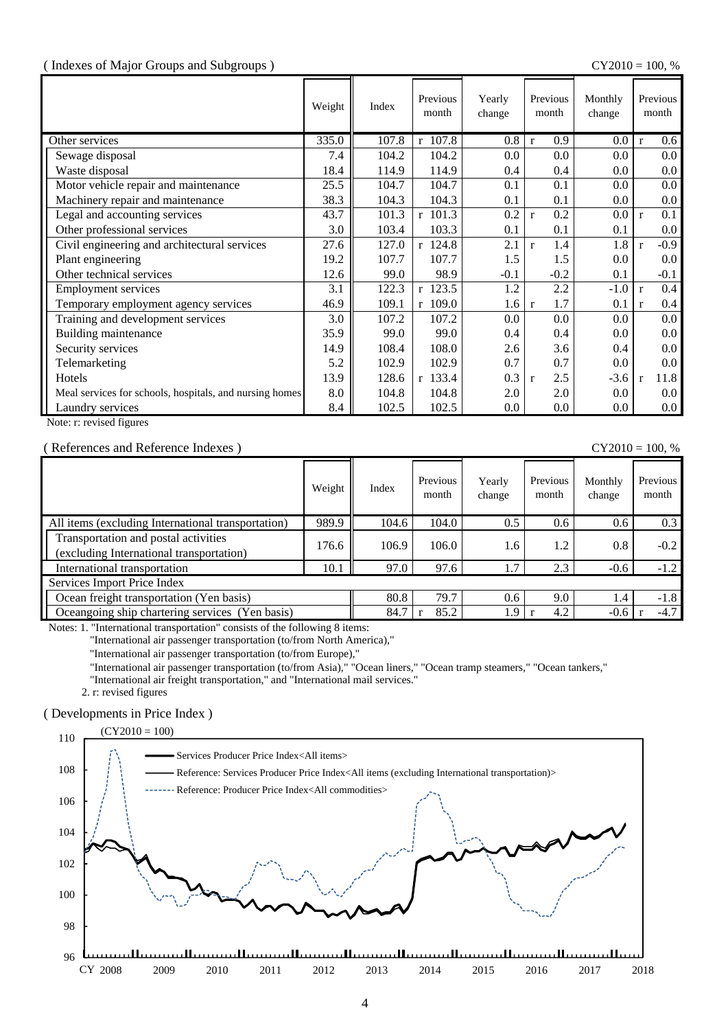( Indexes of Major Groups and Subgroups )

CY2010 = 100, %

| | Weight | Index | Previous month | Yearly change | Previous month | Monthly change | Previous month |
|---|---|---|---|---|---|---|---|
| Other services | 335.0 | 107.8 | r 107.8 | 0.8 | r 0.9 | 0.0 | r 0.6 |
| Sewage disposal | 7.4 | 104.2 | 104.2 | 0.0 | 0.0 | 0.0 | 0.0 |
| Waste disposal | 18.4 | 114.9 | 114.9 | 0.4 | 0.4 | 0.0 | 0.0 |
| Motor vehicle repair and maintenance | 25.5 | 104.7 | 104.7 | 0.1 | 0.1 | 0.0 | 0.0 |
| Machinery repair and maintenance | 38.3 | 104.3 | 104.3 | 0.1 | 0.1 | 0.0 | 0.0 |
| Legal and accounting services | 43.7 | 101.3 | r 101.3 | 0.2 | r 0.2 | 0.0 | r 0.1 |
| Other professional services | 3.0 | 103.4 | 103.3 | 0.1 | 0.1 | 0.1 | 0.0 |
| Civil engineering and architectural services | 27.6 | 127.0 | r 124.8 | 2.1 | r 1.4 | 1.8 | r -0.9 |
| Plant engineering | 19.2 | 107.7 | 107.7 | 1.5 | 1.5 | 0.0 | 0.0 |
| Other technical services | 12.6 | 99.0 | 98.9 | -0.1 | -0.2 | 0.1 | -0.1 |
| Employment services | 3.1 | 122.3 | r 123.5 | 1.2 | 2.2 | -1.0 | r 0.4 |
| Temporary employment agency services | 46.9 | 109.1 | r 109.0 | 1.6 | r 1.7 | 0.1 | r 0.4 |
| Training and development services | 3.0 | 107.2 | 107.2 | 0.0 | 0.0 | 0.0 | 0.0 |
| Building maintenance | 35.9 | 99.0 | 99.0 | 0.4 | 0.4 | 0.0 | 0.0 |
| Security services | 14.9 | 108.4 | 108.0 | 2.6 | 3.6 | 0.4 | 0.0 |
| Telemarketing | 5.2 | 102.9 | 102.9 | 0.7 | 0.7 | 0.0 | 0.0 |
| Hotels | 13.9 | 128.6 | r 133.4 | 0.3 | r 2.5 | -3.6 | r 11.8 |
| Meal services for schools, hospitals, and nursing homes | 8.0 | 104.8 | 104.8 | 2.0 | 2.0 | 0.0 | 0.0 |
| Laundry services | 8.4 | 102.5 | 102.5 | 0.0 | 0.0 | 0.0 | 0.0 |

Note: r: revised figures

( References and Reference Indexes )

CY2010 = 100, %

| | Weight | Index | Previous month | Yearly change | Previous month | Monthly change | Previous month |
|---|---|---|---|---|---|---|---|
| All items (excluding International transportation) | 989.9 | 104.6 | 104.0 | 0.5 | 0.6 | 0.6 | 0.3 |
| Transportation and postal activities (excluding International transportation) | 176.6 | 106.9 | 106.0 | 1.6 | 1.2 | 0.8 | -0.2 |
| International transportation | 10.1 | 97.0 | 97.6 | 1.7 | 2.3 | -0.6 | -1.2 |
| Services Import Price Index | | | | | | | |
| Ocean freight transportation (Yen basis) | | 80.8 | 79.7 | 0.6 | 9.0 | 1.4 | -1.8 |
| Oceangoing ship chartering services (Yen basis) | | 84.7 | r 85.2 | 1.9 | r 4.2 | -0.6 | r -4.7 |

Notes: 1. "International transportation" consists of the following 8 items:
"International air passenger transportation (to/from North America),"
"International air passenger transportation (to/from Europe),"
"International air passenger transportation (to/from Asia)," "Ocean liners," "Ocean tramp steamers," "Ocean tankers,"
"International air freight transportation," and "International mail services."
2. r: revised figures

( Developments in Price Index )

(CY2010 = 100)

Services Producer Price Index<All items>
Reference: Services Producer Price Index<All items (excluding International transportation)>
Reference: Producer Price Index<All commodities>

CY 2008 2009 2010 2011 2012 2013 2014 2015 2016 2017 2018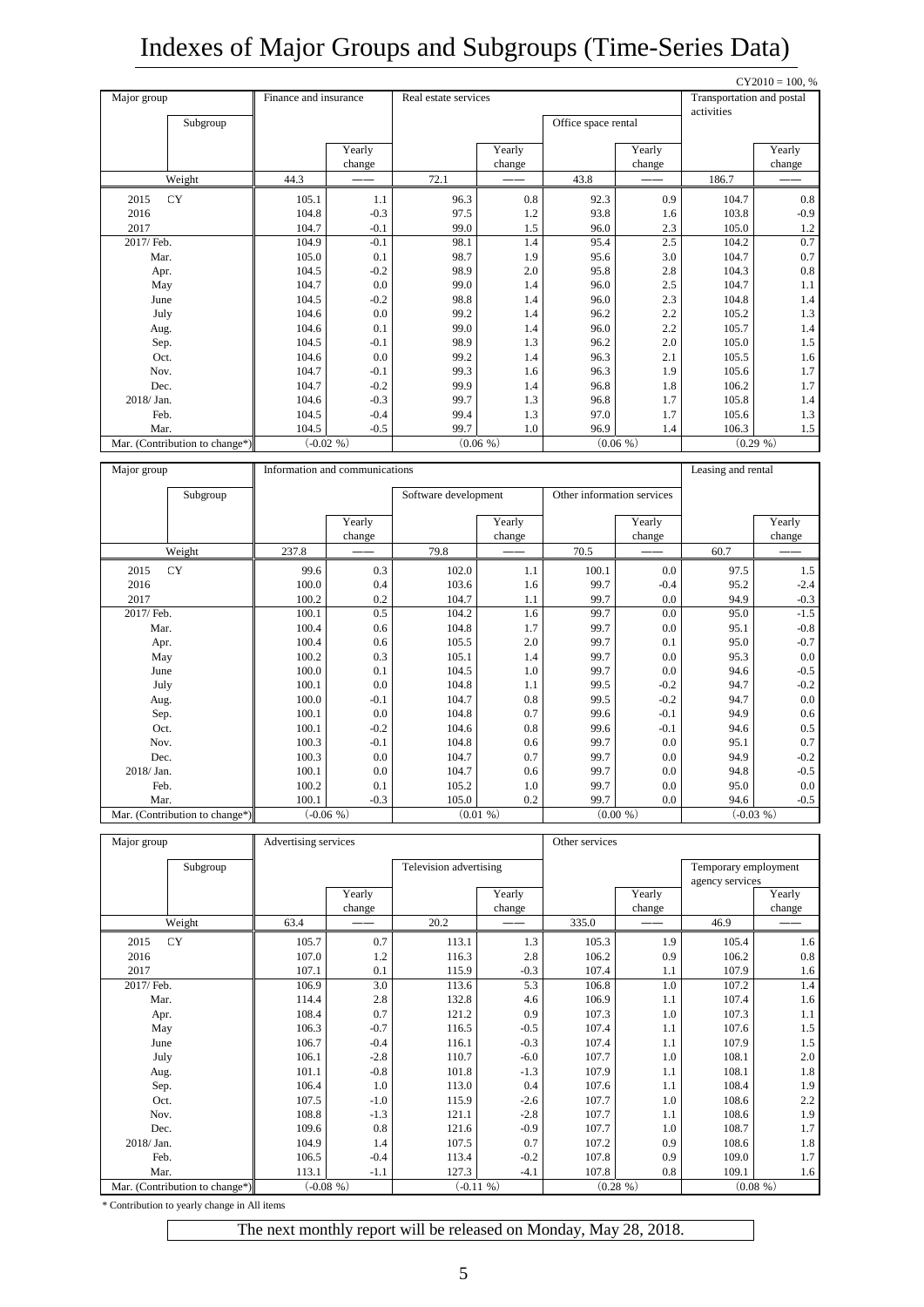# Indexes of Major Groups and Subgroups (Time-Series Data)

CY2010 = 100, %

| Major group | Finance and insurance | | Real estate services | | | | Transportation and postal activities | |
|---|---|---|---|---|---|---|---|---|
| Subgroup | | | | | Office space rental | | | |
| | | Yearly change | | Yearly change | | Yearly change | | Yearly change |
| Weight | 44.3 | —— | 72.1 | —— | 43.8 | —— | 186.7 | —— |
| 2015 CY | 105.1 | 1.1 | 96.3 | 0.8 | 92.3 | 0.9 | 104.7 | 0.8 |
| 2016 | 104.8 | -0.3 | 97.5 | 1.2 | 93.8 | 1.6 | 103.8 | -0.9 |
| 2017 | 104.7 | -0.1 | 99.0 | 1.5 | 96.0 | 2.3 | 105.0 | 1.2 |
| 2017/ Feb. | 104.9 | -0.1 | 98.1 | 1.4 | 95.4 | 2.5 | 104.2 | 0.7 |
| Mar. | 105.0 | 0.1 | 98.7 | 1.9 | 95.6 | 3.0 | 104.7 | 0.7 |
| Apr. | 104.5 | -0.2 | 98.9 | 2.0 | 95.8 | 2.8 | 104.3 | 0.8 |
| May | 104.7 | 0.0 | 99.0 | 1.4 | 96.0 | 2.5 | 104.7 | 1.1 |
| June | 104.5 | -0.2 | 98.8 | 1.4 | 96.0 | 2.3 | 104.8 | 1.4 |
| July | 104.6 | 0.0 | 99.2 | 1.4 | 96.2 | 2.2 | 105.2 | 1.3 |
| Aug. | 104.6 | 0.1 | 99.0 | 1.4 | 96.0 | 2.2 | 105.7 | 1.4 |
| Sep. | 104.5 | -0.1 | 98.9 | 1.3 | 96.2 | 2.0 | 105.0 | 1.5 |
| Oct. | 104.6 | 0.0 | 99.2 | 1.4 | 96.3 | 2.1 | 105.5 | 1.6 |
| Nov. | 104.7 | -0.1 | 99.3 | 1.6 | 96.3 | 1.9 | 105.6 | 1.7 |
| Dec. | 104.7 | -0.2 | 99.9 | 1.4 | 96.8 | 1.8 | 106.2 | 1.7 |
| 2018/ Jan. | 104.6 | -0.3 | 99.7 | 1.3 | 96.8 | 1.7 | 105.8 | 1.4 |
| Feb. | 104.5 | -0.4 | 99.4 | 1.3 | 97.0 | 1.7 | 105.6 | 1.3 |
| Mar. | 104.5 | -0.5 | 99.7 | 1.0 | 96.9 | 1.4 | 106.3 | 1.5 |
| Mar. (Contribution to change*) | (-0.02 %) | | (0.06 %) | | (0.06 %) | | (0.29 %) | |

| Major group | Information and communications | | | | | | Leasing and rental | |
|---|---|---|---|---|---|---|---|---|
| Subgroup | | | Software development | | Other information services | | | |
| | | Yearly change | | Yearly change | | Yearly change | | Yearly change |
| Weight | 237.8 | —— | 79.8 | —— | 70.5 | —— | 60.7 | —— |
| 2015 CY | 99.6 | 0.3 | 102.0 | 1.1 | 100.1 | 0.0 | 97.5 | 1.5 |
| 2016 | 100.0 | 0.4 | 103.6 | 1.6 | 99.7 | -0.4 | 95.2 | -2.4 |
| 2017 | 100.2 | 0.2 | 104.7 | 1.1 | 99.7 | 0.0 | 94.9 | -0.3 |
| 2017/ Feb. | 100.1 | 0.5 | 104.2 | 1.6 | 99.7 | 0.0 | 95.0 | -1.5 |
| Mar. | 100.4 | 0.6 | 104.8 | 1.7 | 99.7 | 0.0 | 95.1 | -0.8 |
| Apr. | 100.4 | 0.6 | 105.5 | 2.0 | 99.7 | 0.1 | 95.0 | -0.7 |
| May | 100.2 | 0.3 | 105.1 | 1.4 | 99.7 | 0.0 | 95.3 | 0.0 |
| June | 100.0 | 0.1 | 104.5 | 1.0 | 99.7 | 0.0 | 94.6 | -0.5 |
| July | 100.1 | 0.0 | 104.8 | 1.1 | 99.5 | -0.2 | 94.7 | -0.2 |
| Aug. | 100.0 | -0.1 | 104.7 | 0.8 | 99.5 | -0.2 | 94.7 | 0.0 |
| Sep. | 100.1 | 0.0 | 104.8 | 0.7 | 99.6 | -0.1 | 94.9 | 0.6 |
| Oct. | 100.1 | -0.2 | 104.6 | 0.8 | 99.6 | -0.1 | 94.6 | 0.5 |
| Nov. | 100.3 | -0.1 | 104.8 | 0.6 | 99.7 | 0.0 | 95.1 | 0.7 |
| Dec. | 100.3 | 0.0 | 104.7 | 0.7 | 99.7 | 0.0 | 94.9 | -0.2 |
| 2018/ Jan. | 100.1 | 0.0 | 104.7 | 0.6 | 99.7 | 0.0 | 94.8 | -0.5 |
| Feb. | 100.2 | 0.1 | 105.2 | 1.0 | 99.7 | 0.0 | 95.0 | 0.0 |
| Mar. | 100.1 | -0.3 | 105.0 | 0.2 | 99.7 | 0.0 | 94.6 | -0.5 |
| Mar. (Contribution to change*) | (-0.06 %) | | (0.01 %) | | (0.00 %) | | (-0.03 %) | |

| Major group | Advertising services | | | | Other services | | | |
|---|---|---|---|---|---|---|---|---|
| Subgroup | | | Television advertising | | | | Temporary employment agency services | |
| | | Yearly change | | Yearly change | | Yearly change | | Yearly change |
| Weight | 63.4 | —— | 20.2 | —— | 335.0 | —— | 46.9 | —— |
| 2015 CY | 105.7 | 0.7 | 113.1 | 1.3 | 105.3 | 1.9 | 105.4 | 1.6 |
| 2016 | 107.0 | 1.2 | 116.3 | 2.8 | 106.2 | 0.9 | 106.2 | 0.8 |
| 2017 | 107.1 | 0.1 | 115.9 | -0.3 | 107.4 | 1.1 | 107.9 | 1.6 |
| 2017/ Feb. | 106.9 | 3.0 | 113.6 | 5.3 | 106.8 | 1.0 | 107.2 | 1.4 |
| Mar. | 114.4 | 2.8 | 132.8 | 4.6 | 106.9 | 1.1 | 107.4 | 1.6 |
| Apr. | 108.4 | 0.7 | 121.2 | 0.9 | 107.3 | 1.0 | 107.3 | 1.1 |
| May | 106.3 | -0.7 | 116.5 | -0.5 | 107.4 | 1.1 | 107.6 | 1.5 |
| June | 106.7 | -0.4 | 116.1 | -0.3 | 107.4 | 1.1 | 107.9 | 1.5 |
| July | 106.1 | -2.8 | 110.7 | -6.0 | 107.7 | 1.0 | 108.1 | 2.0 |
| Aug. | 101.1 | -0.8 | 101.8 | -1.3 | 107.9 | 1.1 | 108.1 | 1.8 |
| Sep. | 106.4 | 1.0 | 113.0 | 0.4 | 107.6 | 1.1 | 108.4 | 1.9 |
| Oct. | 107.5 | -1.0 | 115.9 | -2.6 | 107.7 | 1.0 | 108.6 | 2.2 |
| Nov. | 108.8 | -1.3 | 121.1 | -2.8 | 107.7 | 1.1 | 108.6 | 1.9 |
| Dec. | 109.6 | 0.8 | 121.6 | -0.9 | 107.7 | 1.0 | 108.7 | 1.7 |
| 2018/ Jan. | 104.9 | 1.4 | 107.5 | 0.7 | 107.2 | 0.9 | 108.6 | 1.8 |
| Feb. | 106.5 | -0.4 | 113.4 | -0.2 | 107.8 | 0.9 | 109.0 | 1.7 |
| Mar. | 113.1 | -1.1 | 127.3 | -4.1 | 107.8 | 0.8 | 109.1 | 1.6 |
| Mar. (Contribution to change*) | (-0.08 %) | | (-0.11 %) | | (0.28 %) | | (0.08 %) | |

* Contribution to yearly change in All items

The next monthly report will be released on Monday, May 28, 2018.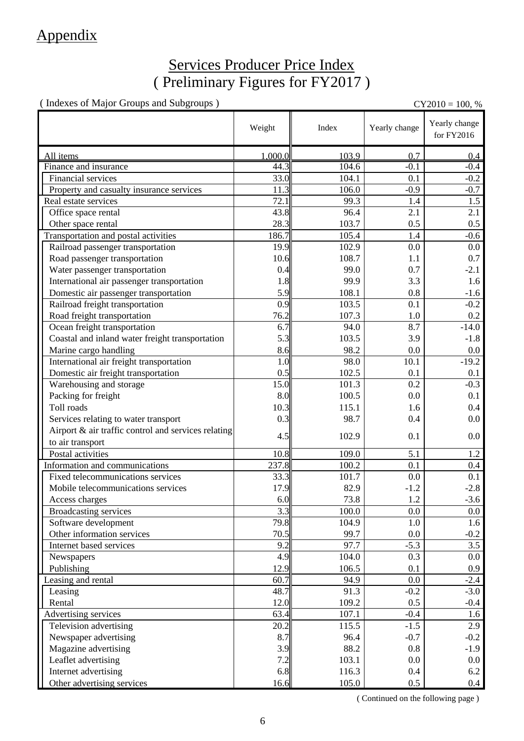# Appendix

## Services Producer Price Index
## ( Preliminary Figures for FY2017 )

( Indexes of Major Groups and Subgroups )

CY2010 = 100, %

| | Weight | Index | Yearly change | Yearly change for FY2016 |
|---|---|---|---|---|
| All items | 1,000.0 | 103.9 | 0.7 | 0.4 |
| Finance and insurance | 44.3 | 104.6 | -0.1 | -0.4 |
| Financial services | 33.0 | 104.1 | 0.1 | -0.2 |
| Property and casualty insurance services | 11.3 | 106.0 | -0.9 | -0.7 |
| Real estate services | 72.1 | 99.3 | 1.4 | 1.5 |
| Office space rental | 43.8 | 96.4 | 2.1 | 2.1 |
| Other space rental | 28.3 | 103.7 | 0.5 | 0.5 |
| Transportation and postal activities | 186.7 | 105.4 | 1.4 | -0.6 |
| Railroad passenger transportation | 19.9 | 102.9 | 0.0 | 0.0 |
| Road passenger transportation | 10.6 | 108.7 | 1.1 | 0.7 |
| Water passenger transportation | 0.4 | 99.0 | 0.7 | -2.1 |
| International air passenger transportation | 1.8 | 99.9 | 3.3 | 1.6 |
| Domestic air passenger transportation | 5.9 | 108.1 | 0.8 | -1.6 |
| Railroad freight transportation | 0.9 | 103.5 | 0.1 | -0.2 |
| Road freight transportation | 76.2 | 107.3 | 1.0 | 0.2 |
| Ocean freight transportation | 6.7 | 94.0 | 8.7 | -14.0 |
| Coastal and inland water freight transportation | 5.3 | 103.5 | 3.9 | -1.8 |
| Marine cargo handling | 8.6 | 98.2 | 0.0 | 0.0 |
| International air freight transportation | 1.0 | 98.0 | 10.1 | -19.2 |
| Domestic air freight transportation | 0.5 | 102.5 | 0.1 | 0.1 |
| Warehousing and storage | 15.0 | 101.3 | 0.2 | -0.3 |
| Packing for freight | 8.0 | 100.5 | 0.0 | 0.1 |
| Toll roads | 10.3 | 115.1 | 1.6 | 0.4 |
| Services relating to water transport | 0.3 | 98.7 | 0.4 | 0.0 |
| Airport & air traffic control and services relating to air transport | 4.5 | 102.9 | 0.1 | 0.0 |
| Postal activities | 10.8 | 109.0 | 5.1 | 1.2 |
| Information and communications | 237.8 | 100.2 | 0.1 | 0.4 |
| Fixed telecommunications services | 33.3 | 101.7 | 0.0 | 0.1 |
| Mobile telecommunications services | 17.9 | 82.9 | -1.2 | -2.8 |
| Access charges | 6.0 | 73.8 | 1.2 | -3.6 |
| Broadcasting services | 3.3 | 100.0 | 0.0 | 0.0 |
| Software development | 79.8 | 104.9 | 1.0 | 1.6 |
| Other information services | 70.5 | 99.7 | 0.0 | -0.2 |
| Internet based services | 9.2 | 97.7 | -5.3 | 3.5 |
| Newspapers | 4.9 | 104.0 | 0.3 | 0.0 |
| Publishing | 12.9 | 106.5 | 0.1 | 0.9 |
| Leasing and rental | 60.7 | 94.9 | 0.0 | -2.4 |
| Leasing | 48.7 | 91.3 | -0.2 | -3.0 |
| Rental | 12.0 | 109.2 | 0.5 | -0.4 |
| Advertising services | 63.4 | 107.1 | -0.4 | 1.6 |
| Television advertising | 20.2 | 115.5 | -1.5 | 2.9 |
| Newspaper advertising | 8.7 | 96.4 | -0.7 | -0.2 |
| Magazine advertising | 3.9 | 88.2 | 0.8 | -1.9 |
| Leaflet advertising | 7.2 | 103.1 | 0.0 | 0.0 |
| Internet advertising | 6.8 | 116.3 | 0.4 | 6.2 |
| Other advertising services | 16.6 | 105.0 | 0.5 | 0.4 |

( Continued on the following page )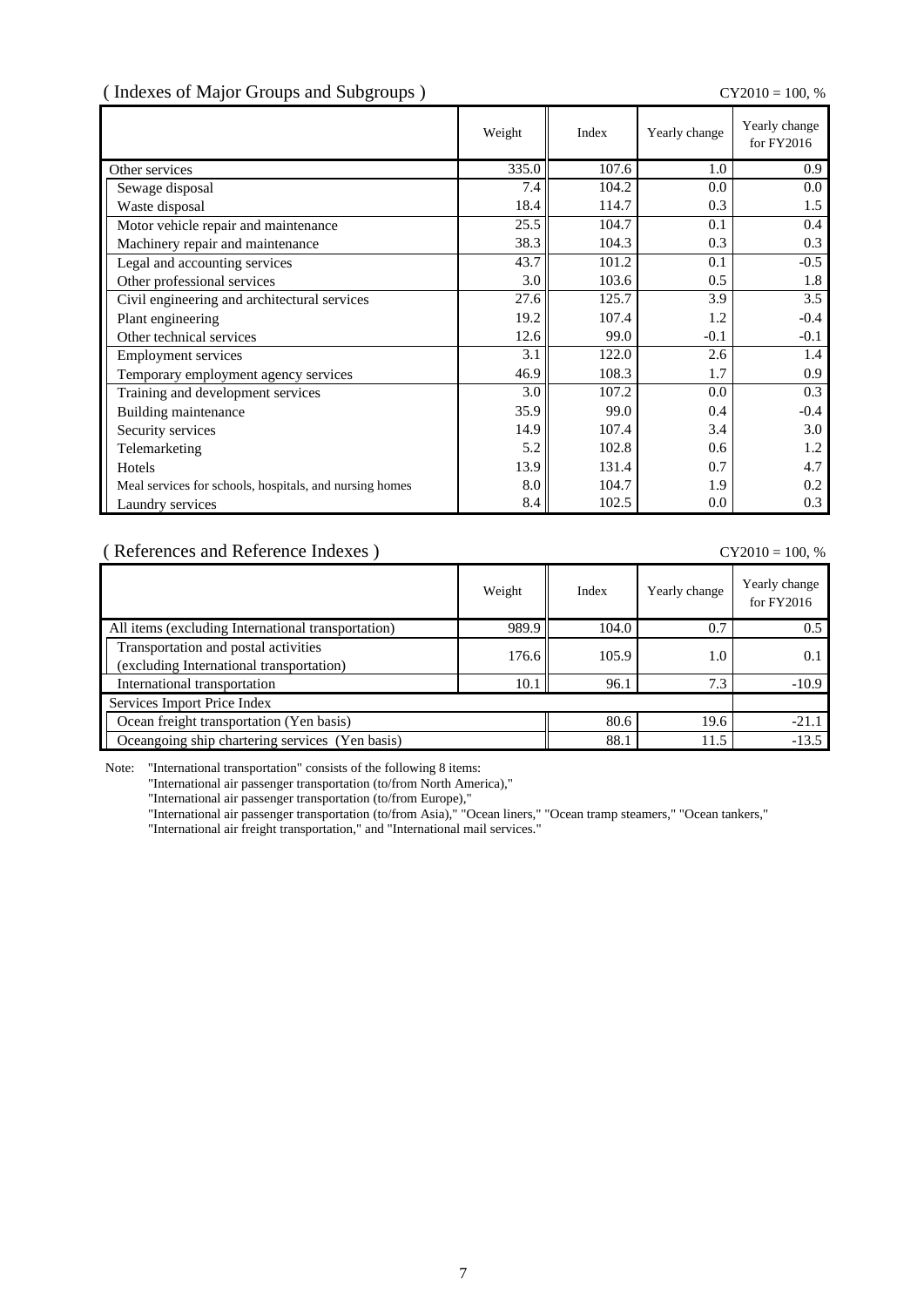( Indexes of Major Groups and Subgroups )

CY2010 = 100, %

| | Weight | Index | Yearly change | Yearly change for FY2016 |
|---|---|---|---|---|
| Other services | 335.0 | 107.6 | 1.0 | 0.9 |
| Sewage disposal | 7.4 | 104.2 | 0.0 | 0.0 |
| Waste disposal | 18.4 | 114.7 | 0.3 | 1.5 |
| Motor vehicle repair and maintenance | 25.5 | 104.7 | 0.1 | 0.4 |
| Machinery repair and maintenance | 38.3 | 104.3 | 0.3 | 0.3 |
| Legal and accounting services | 43.7 | 101.2 | 0.1 | -0.5 |
| Other professional services | 3.0 | 103.6 | 0.5 | 1.8 |
| Civil engineering and architectural services | 27.6 | 125.7 | 3.9 | 3.5 |
| Plant engineering | 19.2 | 107.4 | 1.2 | -0.4 |
| Other technical services | 12.6 | 99.0 | -0.1 | -0.1 |
| Employment services | 3.1 | 122.0 | 2.6 | 1.4 |
| Temporary employment agency services | 46.9 | 108.3 | 1.7 | 0.9 |
| Training and development services | 3.0 | 107.2 | 0.0 | 0.3 |
| Building maintenance | 35.9 | 99.0 | 0.4 | -0.4 |
| Security services | 14.9 | 107.4 | 3.4 | 3.0 |
| Telemarketing | 5.2 | 102.8 | 0.6 | 1.2 |
| Hotels | 13.9 | 131.4 | 0.7 | 4.7 |
| Meal services for schools, hospitals, and nursing homes | 8.0 | 104.7 | 1.9 | 0.2 |
| Laundry services | 8.4 | 102.5 | 0.0 | 0.3 |

( References and Reference Indexes )

CY2010 = 100, %

| | Weight | Index | Yearly change | Yearly change for FY2016 |
|---|---|---|---|---|
| All items (excluding International transportation) | 989.9 | 104.0 | 0.7 | 0.5 |
| Transportation and postal activities (excluding International transportation) | 176.6 | 105.9 | 1.0 | 0.1 |
| International transportation | 10.1 | 96.1 | 7.3 | -10.9 |
| Services Import Price Index | | | | |
| Ocean freight transportation (Yen basis) | | 80.6 | 19.6 | -21.1 |
| Oceangoing ship chartering services (Yen basis) | | 88.1 | 11.5 | -13.5 |

Note: "International transportation" consists of the following 8 items:
"International air passenger transportation (to/from North America),"
"International air passenger transportation (to/from Europe),"
"International air passenger transportation (to/from Asia)," "Ocean liners," "Ocean tramp steamers," "Ocean tankers,"
"International air freight transportation," and "International mail services."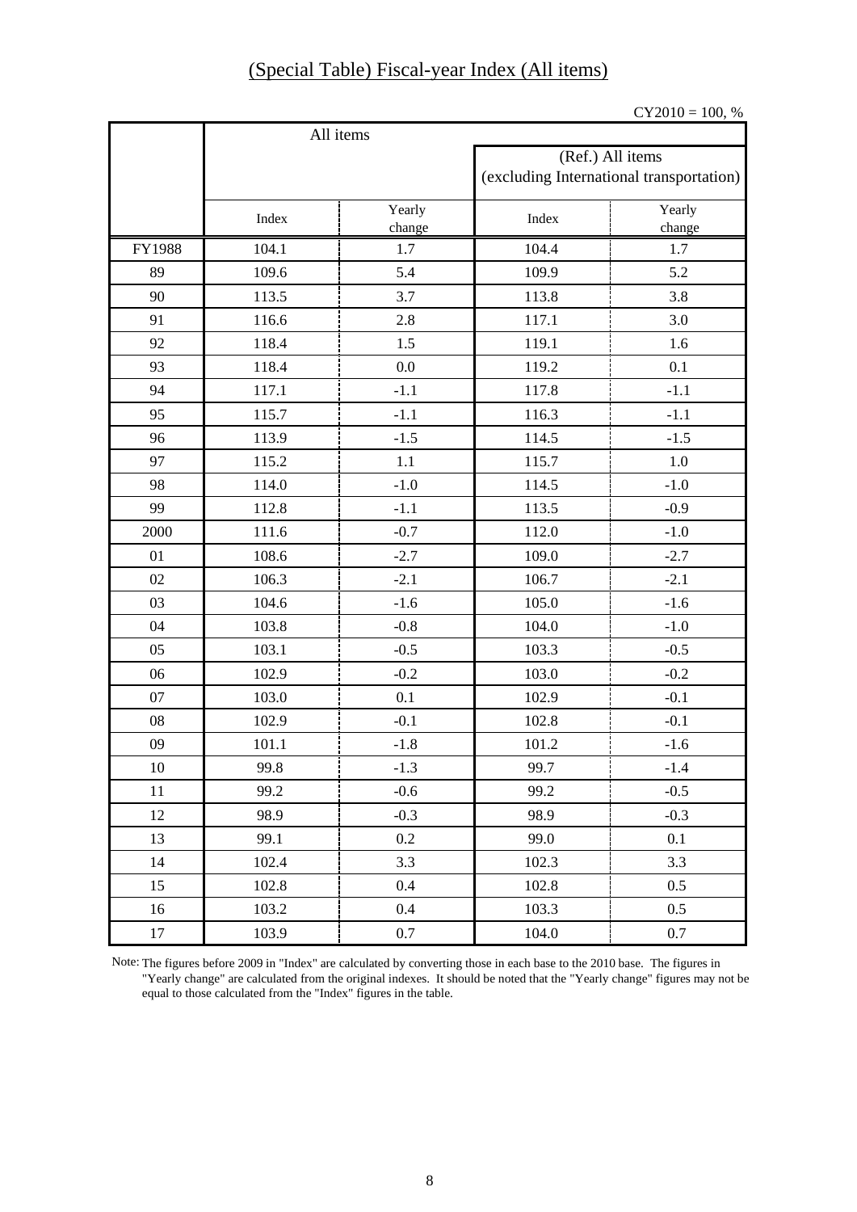# (Special Table) Fiscal-year Index (All items)

CY2010 = 100, %

| | All items | | | |
|---|---|---|---|---|
| | | | (Ref.) All items (excluding International transportation) | |
| | Index | Yearly change | Index | Yearly change |
| FY1988 | 104.1 | 1.7 | 104.4 | 1.7 |
| 89 | 109.6 | 5.4 | 109.9 | 5.2 |
| 90 | 113.5 | 3.7 | 113.8 | 3.8 |
| 91 | 116.6 | 2.8 | 117.1 | 3.0 |
| 92 | 118.4 | 1.5 | 119.1 | 1.6 |
| 93 | 118.4 | 0.0 | 119.2 | 0.1 |
| 94 | 117.1 | -1.1 | 117.8 | -1.1 |
| 95 | 115.7 | -1.1 | 116.3 | -1.1 |
| 96 | 113.9 | -1.5 | 114.5 | -1.5 |
| 97 | 115.2 | 1.1 | 115.7 | 1.0 |
| 98 | 114.0 | -1.0 | 114.5 | -1.0 |
| 99 | 112.8 | -1.1 | 113.5 | -0.9 |
| 2000 | 111.6 | -0.7 | 112.0 | -1.0 |
| 01 | 108.6 | -2.7 | 109.0 | -2.7 |
| 02 | 106.3 | -2.1 | 106.7 | -2.1 |
| 03 | 104.6 | -1.6 | 105.0 | -1.6 |
| 04 | 103.8 | -0.8 | 104.0 | -1.0 |
| 05 | 103.1 | -0.5 | 103.3 | -0.5 |
| 06 | 102.9 | -0.2 | 103.0 | -0.2 |
| 07 | 103.0 | 0.1 | 102.9 | -0.1 |
| 08 | 102.9 | -0.1 | 102.8 | -0.1 |
| 09 | 101.1 | -1.8 | 101.2 | -1.6 |
| 10 | 99.8 | -1.3 | 99.7 | -1.4 |
| 11 | 99.2 | -0.6 | 99.2 | -0.5 |
| 12 | 98.9 | -0.3 | 98.9 | -0.3 |
| 13 | 99.1 | 0.2 | 99.0 | 0.1 |
| 14 | 102.4 | 3.3 | 102.3 | 3.3 |
| 15 | 102.8 | 0.4 | 102.8 | 0.5 |
| 16 | 103.2 | 0.4 | 103.3 | 0.5 |
| 17 | 103.9 | 0.7 | 104.0 | 0.7 |

Note: The figures before 2009 in "Index" are calculated by converting those in each base to the 2010 base. The figures in "Yearly change" are calculated from the original indexes. It should be noted that the "Yearly change" figures may not be equal to those calculated from the "Index" figures in the table.